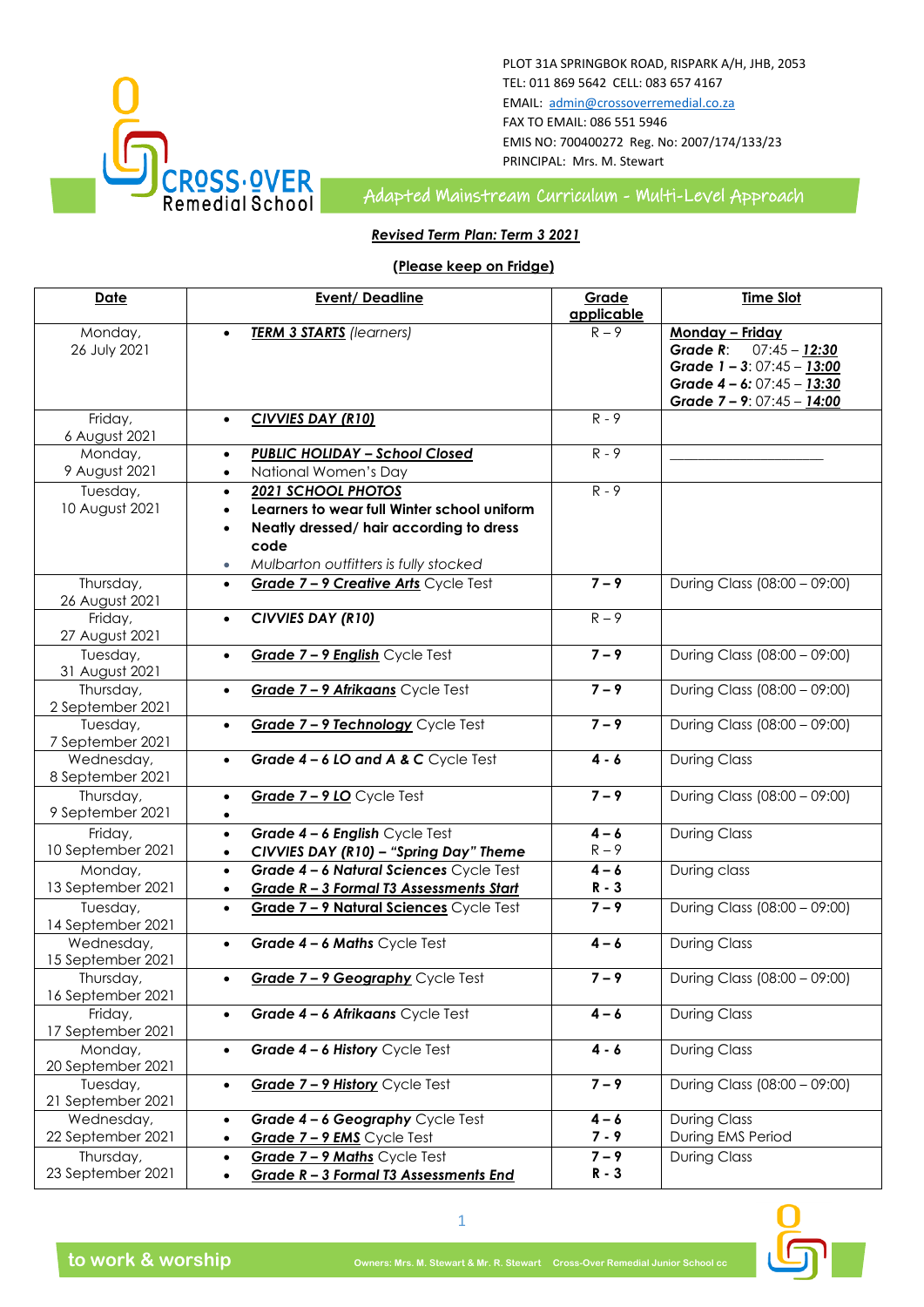PLOT 31A SPRINGBOK ROAD, RISPARK A/H, JHB, 2053
TEL: 011 869 5642 CELL: 083 657 4167
EMAIL: admin@crossoverremedial.co.za
FAX TO EMAIL: 086 551 5946
EMIS NO: 700400272 Reg. No: 2007/174/133/23
PRINCIPAL: Mrs. M. Stewart

CROSS·OVER Remedial School

Adapted Mainstream Curriculum - Multi-Level Approach

***Revised Term Plan: Term 3 2021***

**(Please keep on Fridge)**

| Date | Event/ Deadline | Grade applicable | Time Slot |
|---|---|---|---|
| Monday, 26 July 2021 | • ***TERM 3 STARTS*** *(learners)* | R – 9 | **Monday – Friday**<br>***Grade R***: 07:45 – ***12:30***<br>***Grade 1 – 3***: 07:45 – ***13:00***<br>***Grade 4 – 6***: 07:45 – ***13:30***<br>***Grade 7 – 9***: 07:45 – ***14:00*** |
| Friday, 6 August 2021 | • ***CIVVIES DAY (R10)*** | R - 9 | |
| Monday, 9 August 2021 | • ***PUBLIC HOLIDAY – School Closed***<br>• National Women's Day | R - 9 | ____________________ |
| Tuesday, 10 August 2021 | • ***2021 SCHOOL PHOTOS***<br>• **Learners to wear full Winter school uniform**<br>• **Neatly dressed/ hair according to dress code**<br>• *Mulbarton outfitters is fully stocked* | R - 9 | |
| Thursday, 26 August 2021 | • ***Grade 7 – 9 Creative Arts*** Cycle Test | **7 – 9** | During Class (08:00 – 09:00) |
| Friday, 27 August 2021 | • ***CIVVIES DAY (R10)*** | R – 9 | |
| Tuesday, 31 August 2021 | • ***Grade 7 – 9 English*** Cycle Test | **7 – 9** | During Class (08:00 – 09:00) |
| Thursday, 2 September 2021 | • ***Grade 7 – 9 Afrikaans*** Cycle Test | **7 – 9** | During Class (08:00 – 09:00) |
| Tuesday, 7 September 2021 | • ***Grade 7 – 9 Technology*** Cycle Test | **7 – 9** | During Class (08:00 – 09:00) |
| Wednesday, 8 September 2021 | • ***Grade 4 – 6 LO and A & C*** Cycle Test | **4 - 6** | During Class |
| Thursday, 9 September 2021 | • ***Grade 7 – 9 LO*** Cycle Test<br>• | **7 – 9** | During Class (08:00 – 09:00) |
| Friday, 10 September 2021 | • ***Grade 4 – 6 English*** Cycle Test<br>• ***CIVVIES DAY (R10) – "Spring Day" Theme*** | **4 – 6**<br>R – 9 | During Class |
| Monday, 13 September 2021 | • ***Grade 4 – 6 Natural Sciences*** Cycle Test<br>• ***Grade R – 3 Formal T3 Assessments Start*** | **4 – 6**<br>**R - 3** | During class |
| Tuesday, 14 September 2021 | • ***Grade 7 – 9 Natural Sciences*** Cycle Test | **7 – 9** | During Class (08:00 – 09:00) |
| Wednesday, 15 September 2021 | • ***Grade 4 – 6 Maths*** Cycle Test | **4 – 6** | During Class |
| Thursday, 16 September 2021 | • ***Grade 7 – 9 Geography*** Cycle Test | **7 – 9** | During Class (08:00 – 09:00) |
| Friday, 17 September 2021 | • ***Grade 4 – 6 Afrikaans*** Cycle Test | **4 – 6** | During Class |
| Monday, 20 September 2021 | • ***Grade 4 – 6 History*** Cycle Test | **4 - 6** | During Class |
| Tuesday, 21 September 2021 | • ***Grade 7 – 9 History*** Cycle Test | **7 – 9** | During Class (08:00 – 09:00) |
| Wednesday, 22 September 2021 | • ***Grade 4 – 6 Geography*** Cycle Test<br>• ***Grade 7 – 9 EMS*** Cycle Test | **4 – 6**<br>**7 - 9** | During Class<br>During EMS Period |
| Thursday, 23 September 2021 | • ***Grade 7 – 9 Maths*** Cycle Test<br>• ***Grade R – 3 Formal T3 Assessments End*** | **7 – 9**<br>**R - 3** | During Class |

to work & worship

Owners: Mrs. M. Stewart & Mr. R. Stewart Cross-Over Remedial Junior School cc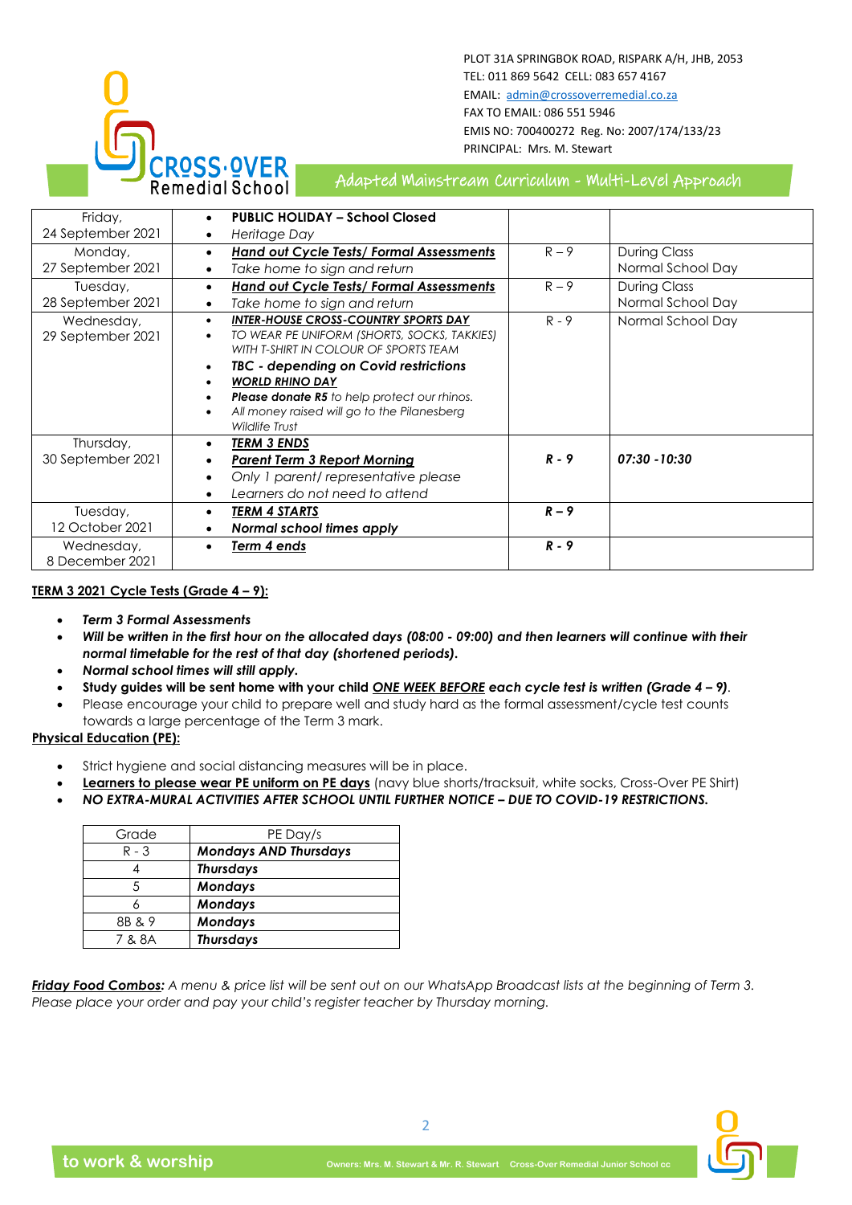PLOT 31A SPRINGBOK ROAD, RISPARK A/H, JHB, 2053
TEL: 011 869 5642 CELL: 083 657 4167
EMAIL: admin@crossoverremedial.co.za
FAX TO EMAIL: 086 551 5946
EMIS NO: 700400272 Reg. No: 2007/174/133/23
PRINCIPAL: Mrs. M. Stewart

CROSS-OVER Remedial School

Adapted Mainstream Curriculum - Multi-Level Approach

| | | | |
|---|---|---|---|
| Friday, 24 September 2021 | • **PUBLIC HOLIDAY – School Closed**<br>• *Heritage Day* | | |
| Monday, 27 September 2021 | • ***Hand out Cycle Tests/ Formal Assessments***<br>• *Take home to sign and return* | R – 9 | During Class<br>Normal School Day |
| Tuesday, 28 September 2021 | • ***Hand out Cycle Tests/ Formal Assessments***<br>• *Take home to sign and return* | R – 9 | During Class<br>Normal School Day |
| Wednesday, 29 September 2021 | • ***INTER-HOUSE CROSS-COUNTRY SPORTS DAY***<br>• *TO WEAR PE UNIFORM (SHORTS, SOCKS, TAKKIES) WITH T-SHIRT IN COLOUR OF SPORTS TEAM*<br>• ***TBC - depending on Covid restrictions***<br>• ***WORLD RHINO DAY***<br>• ***Please donate R5*** *to help protect our rhinos.*<br>• *All money raised will go to the Pilanesberg Wildlife Trust* | R - 9 | Normal School Day |
| Thursday, 30 September 2021 | • ***TERM 3 ENDS***<br>• ***Parent Term 3 Report Morning***<br>• *Only 1 parent/ representative please*<br>• *Learners do not need to attend* | ***R - 9*** | ***07:30 -10:30*** |
| Tuesday, 12 October 2021 | • ***TERM 4 STARTS***<br>• ***Normal school times apply*** | ***R – 9*** | |
| Wednesday, 8 December 2021 | • ***Term 4 ends*** | ***R - 9*** | |

**TERM 3 2021 Cycle Tests (Grade 4 – 9):**

- ***Term 3 Formal Assessments***
- ***Will be written in the first hour on the allocated days (08:00 - 09:00) and then learners will continue with their normal timetable for the rest of that day (shortened periods).***
- ***Normal school times will still apply.***
- **Study guides will be sent home with your child *ONE WEEK BEFORE* each cycle test is written *(Grade 4 – 9)*.**
- Please encourage your child to prepare well and study hard as the formal assessment/cycle test counts towards a large percentage of the Term 3 mark.

**Physical Education (PE):**

- Strict hygiene and social distancing measures will be in place.
- **Learners to please wear PE uniform on PE days** (navy blue shorts/tracksuit, white socks, Cross-Over PE Shirt)
- ***NO EXTRA-MURAL ACTIVITIES AFTER SCHOOL UNTIL FURTHER NOTICE – DUE TO COVID-19 RESTRICTIONS.***

| Grade | PE Day/s |
|---|---|
| R - 3 | ***Mondays AND Thursdays*** |
| 4 | ***Thursdays*** |
| 5 | ***Mondays*** |
| 6 | ***Mondays*** |
| 8B & 9 | ***Mondays*** |
| 7 & 8A | ***Thursdays*** |

***Friday Food Combos:*** *A menu & price list will be sent out on our WhatsApp Broadcast lists at the beginning of Term 3. Please place your order and pay your child's register teacher by Thursday morning.*

to work & worship

Owners: Mrs. M. Stewart & Mr. R. Stewart Cross-Over Remedial Junior School cc